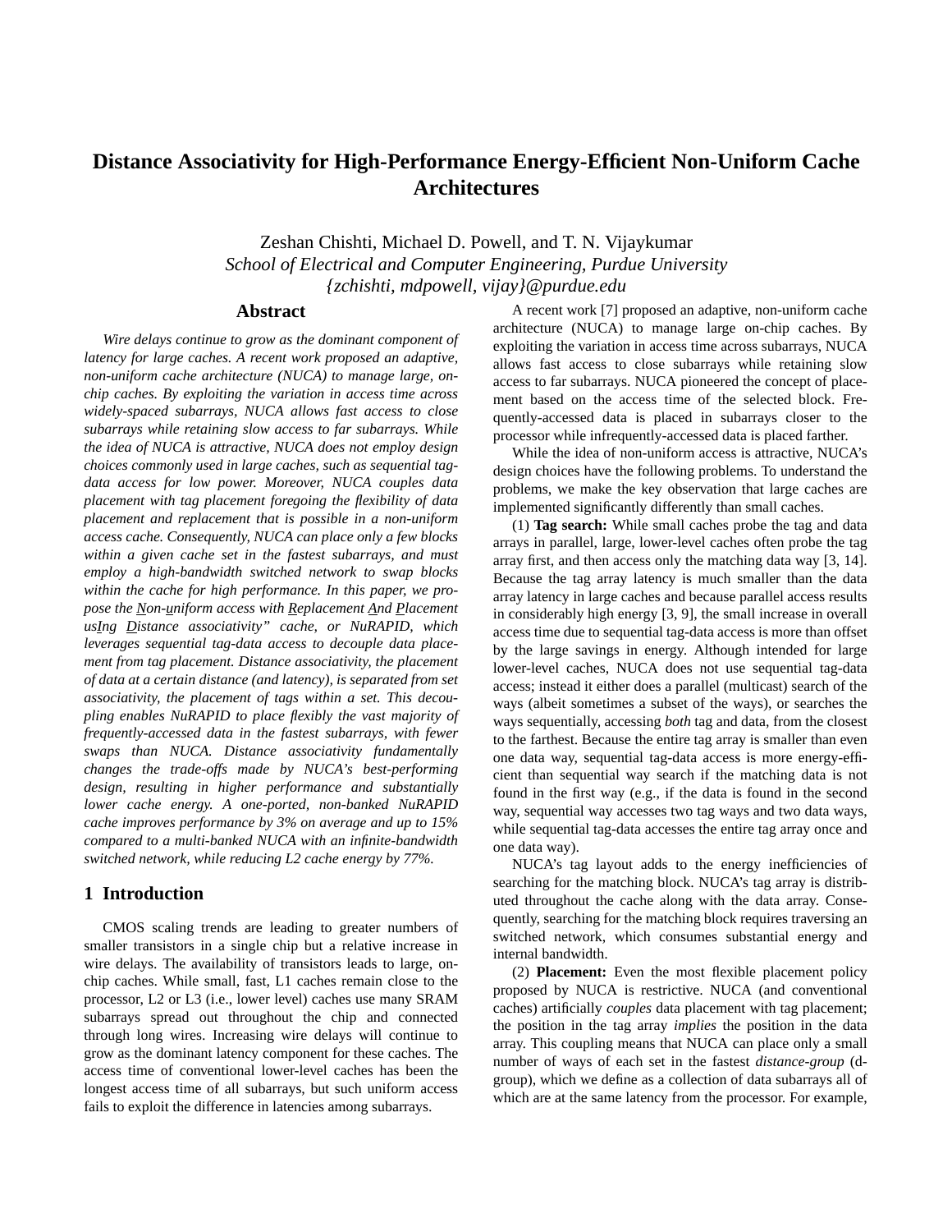# Distance Associativity for High-Performance Energy-Efficient Non-Uniform Cache Architectures

Zeshan Chishti, Michael D. Powell, and T. N. Vijaykumar
*School of Electrical and Computer Engineering, Purdue University*
*{zchishti, mdpowell, vijay}@purdue.edu*

## Abstract

*Wire delays continue to grow as the dominant component of latency for large caches. A recent work proposed an adaptive, non-uniform cache architecture (NUCA) to manage large, on-chip caches. By exploiting the variation in access time across widely-spaced subarrays, NUCA allows fast access to close subarrays while retaining slow access to far subarrays. While the idea of NUCA is attractive, NUCA does not employ design choices commonly used in large caches, such as sequential tag-data access for low power. Moreover, NUCA couples data placement with tag placement foregoing the flexibility of data placement and replacement that is possible in a non-uniform access cache. Consequently, NUCA can place only a few blocks within a given cache set in the fastest subarrays, and must employ a high-bandwidth switched network to swap blocks within the cache for high performance. In this paper, we propose the Non-uniform access with Replacement And Placement usIng Distance associativity" cache, or NuRAPID, which leverages sequential tag-data access to decouple data placement from tag placement. Distance associativity, the placement of data at a certain distance (and latency), is separated from set associativity, the placement of tags within a set. This decoupling enables NuRAPID to place flexibly the vast majority of frequently-accessed data in the fastest subarrays, with fewer swaps than NUCA. Distance associativity fundamentally changes the trade-offs made by NUCA's best-performing design, resulting in higher performance and substantially lower cache energy. A one-ported, non-banked NuRAPID cache improves performance by 3% on average and up to 15% compared to a multi-banked NUCA with an infinite-bandwidth switched network, while reducing L2 cache energy by 77%.*

## 1 Introduction

CMOS scaling trends are leading to greater numbers of smaller transistors in a single chip but a relative increase in wire delays. The availability of transistors leads to large, on-chip caches. While small, fast, L1 caches remain close to the processor, L2 or L3 (i.e., lower level) caches use many SRAM subarrays spread out throughout the chip and connected through long wires. Increasing wire delays will continue to grow as the dominant latency component for these caches. The access time of conventional lower-level caches has been the longest access time of all subarrays, but such uniform access fails to exploit the difference in latencies among subarrays.

A recent work [7] proposed an adaptive, non-uniform cache architecture (NUCA) to manage large on-chip caches. By exploiting the variation in access time across subarrays, NUCA allows fast access to close subarrays while retaining slow access to far subarrays. NUCA pioneered the concept of placement based on the access time of the selected block. Frequently-accessed data is placed in subarrays closer to the processor while infrequently-accessed data is placed farther.

While the idea of non-uniform access is attractive, NUCA's design choices have the following problems. To understand the problems, we make the key observation that large caches are implemented significantly differently than small caches.

(1) **Tag search:** While small caches probe the tag and data arrays in parallel, large, lower-level caches often probe the tag array first, and then access only the matching data way [3, 14]. Because the tag array latency is much smaller than the data array latency in large caches and because parallel access results in considerably high energy [3, 9], the small increase in overall access time due to sequential tag-data access is more than offset by the large savings in energy. Although intended for large lower-level caches, NUCA does not use sequential tag-data access; instead it either does a parallel (multicast) search of the ways (albeit sometimes a subset of the ways), or searches the ways sequentially, accessing *both* tag and data, from the closest to the farthest. Because the entire tag array is smaller than even one data way, sequential tag-data access is more energy-efficient than sequential way search if the matching data is not found in the first way (e.g., if the data is found in the second way, sequential way accesses two tag ways and two data ways, while sequential tag-data accesses the entire tag array once and one data way).

NUCA's tag layout adds to the energy inefficiencies of searching for the matching block. NUCA's tag array is distributed throughout the cache along with the data array. Consequently, searching for the matching block requires traversing an switched network, which consumes substantial energy and internal bandwidth.

(2) **Placement:** Even the most flexible placement policy proposed by NUCA is restrictive. NUCA (and conventional caches) artificially *couples* data placement with tag placement; the position in the tag array *implies* the position in the data array. This coupling means that NUCA can place only a small number of ways of each set in the fastest *distance-group* (d-group), which we define as a collection of data subarrays all of which are at the same latency from the processor. For example,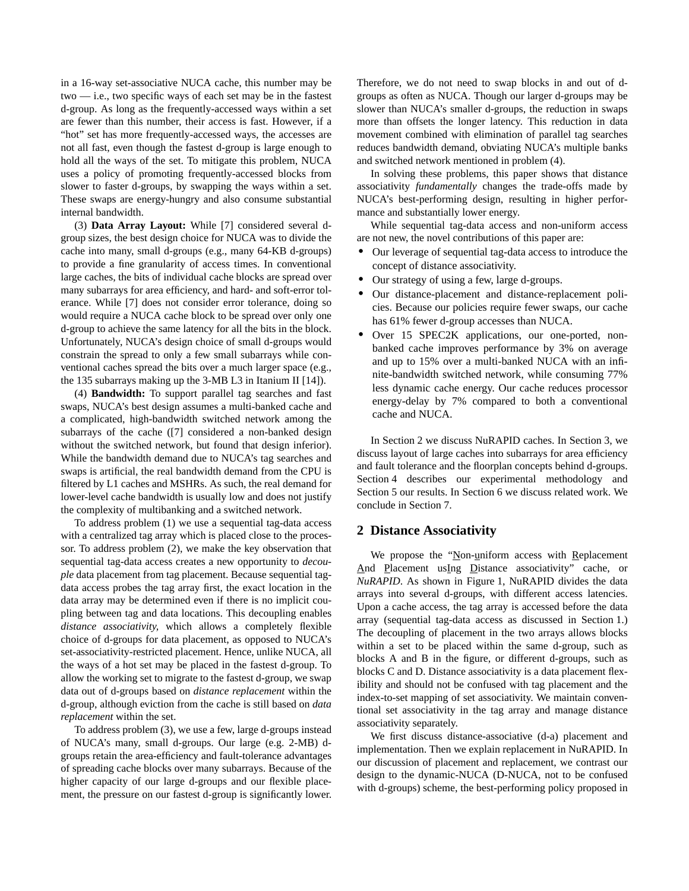in a 16-way set-associative NUCA cache, this number may be two — i.e., two specific ways of each set may be in the fastest d-group. As long as the frequently-accessed ways within a set are fewer than this number, their access is fast. However, if a "hot" set has more frequently-accessed ways, the accesses are not all fast, even though the fastest d-group is large enough to hold all the ways of the set. To mitigate this problem, NUCA uses a policy of promoting frequently-accessed blocks from slower to faster d-groups, by swapping the ways within a set. These swaps are energy-hungry and also consume substantial internal bandwidth.

(3) **Data Array Layout:** While [7] considered several d-group sizes, the best design choice for NUCA was to divide the cache into many, small d-groups (e.g., many 64-KB d-groups) to provide a fine granularity of access times. In conventional large caches, the bits of individual cache blocks are spread over many subarrays for area efficiency, and hard- and soft-error tolerance. While [7] does not consider error tolerance, doing so would require a NUCA cache block to be spread over only one d-group to achieve the same latency for all the bits in the block. Unfortunately, NUCA's design choice of small d-groups would constrain the spread to only a few small subarrays while conventional caches spread the bits over a much larger space (e.g., the 135 subarrays making up the 3-MB L3 in Itanium II [14]).

(4) **Bandwidth:** To support parallel tag searches and fast swaps, NUCA's best design assumes a multi-banked cache and a complicated, high-bandwidth switched network among the subarrays of the cache ([7] considered a non-banked design without the switched network, but found that design inferior). While the bandwidth demand due to NUCA's tag searches and swaps is artificial, the real bandwidth demand from the CPU is filtered by L1 caches and MSHRs. As such, the real demand for lower-level cache bandwidth is usually low and does not justify the complexity of multibanking and a switched network.

To address problem (1) we use a sequential tag-data access with a centralized tag array which is placed close to the processor. To address problem (2), we make the key observation that sequential tag-data access creates a new opportunity to *decouple* data placement from tag placement. Because sequential tag-data access probes the tag array first, the exact location in the data array may be determined even if there is no implicit coupling between tag and data locations. This decoupling enables *distance associativity,* which allows a completely flexible choice of d-groups for data placement, as opposed to NUCA's set-associativity-restricted placement. Hence, unlike NUCA, all the ways of a hot set may be placed in the fastest d-group. To allow the working set to migrate to the fastest d-group, we swap data out of d-groups based on *distance replacement* within the d-group, although eviction from the cache is still based on *data replacement* within the set.

To address problem (3), we use a few, large d-groups instead of NUCA's many, small d-groups. Our large (e.g. 2-MB) d-groups retain the area-efficiency and fault-tolerance advantages of spreading cache blocks over many subarrays. Because of the higher capacity of our large d-groups and our flexible placement, the pressure on our fastest d-group is significantly lower. Therefore, we do not need to swap blocks in and out of d-groups as often as NUCA. Though our larger d-groups may be slower than NUCA's smaller d-groups, the reduction in swaps more than offsets the longer latency. This reduction in data movement combined with elimination of parallel tag searches reduces bandwidth demand, obviating NUCA's multiple banks and switched network mentioned in problem (4).

In solving these problems, this paper shows that distance associativity *fundamentally* changes the trade-offs made by NUCA's best-performing design, resulting in higher performance and substantially lower energy.

While sequential tag-data access and non-uniform access are not new, the novel contributions of this paper are:

- Our leverage of sequential tag-data access to introduce the concept of distance associativity.
- Our strategy of using a few, large d-groups.
- Our distance-placement and distance-replacement policies. Because our policies require fewer swaps, our cache has 61% fewer d-group accesses than NUCA.
- Over 15 SPEC2K applications, our one-ported, non-banked cache improves performance by 3% on average and up to 15% over a multi-banked NUCA with an infinite-bandwidth switched network, while consuming 77% less dynamic cache energy. Our cache reduces processor energy-delay by 7% compared to both a conventional cache and NUCA.

In Section 2 we discuss NuRAPID caches. In Section 3, we discuss layout of large caches into subarrays for area efficiency and fault tolerance and the floorplan concepts behind d-groups. Section 4 describes our experimental methodology and Section 5 our results. In Section 6 we discuss related work. We conclude in Section 7.

## 2 Distance Associativity

We propose the "Non-uniform access with Replacement And Placement usIng Distance associativity" cache, or *NuRAPID*. As shown in Figure 1, NuRAPID divides the data arrays into several d-groups, with different access latencies. Upon a cache access, the tag array is accessed before the data array (sequential tag-data access as discussed in Section 1.) The decoupling of placement in the two arrays allows blocks within a set to be placed within the same d-group, such as blocks A and B in the figure, or different d-groups, such as blocks C and D. Distance associativity is a data placement flexibility and should not be confused with tag placement and the index-to-set mapping of set associativity. We maintain conventional set associativity in the tag array and manage distance associativity separately.

We first discuss distance-associative (d-a) placement and implementation. Then we explain replacement in NuRAPID. In our discussion of placement and replacement, we contrast our design to the dynamic-NUCA (D-NUCA, not to be confused with d-groups) scheme, the best-performing policy proposed in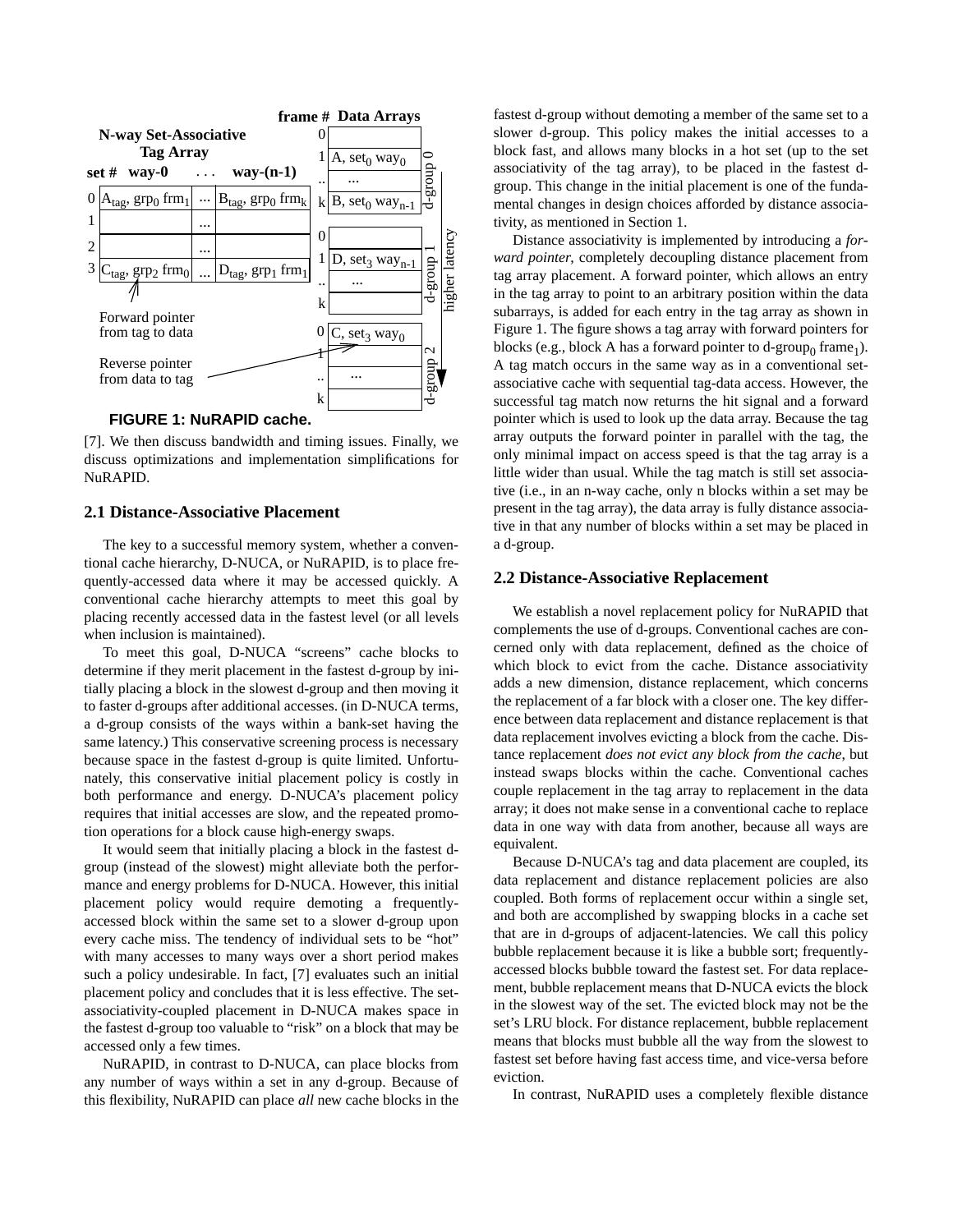FIGURE 1: NuRAPID cache.

[7]. We then discuss bandwidth and timing issues. Finally, we discuss optimizations and implementation simplifications for NuRAPID.

## 2.1 Distance-Associative Placement

The key to a successful memory system, whether a conventional cache hierarchy, D-NUCA, or NuRAPID, is to place frequently-accessed data where it may be accessed quickly. A conventional cache hierarchy attempts to meet this goal by placing recently accessed data in the fastest level (or all levels when inclusion is maintained).

To meet this goal, D-NUCA "screens" cache blocks to determine if they merit placement in the fastest d-group by initially placing a block in the slowest d-group and then moving it to faster d-groups after additional accesses. (in D-NUCA terms, a d-group consists of the ways within a bank-set having the same latency.) This conservative screening process is necessary because space in the fastest d-group is quite limited. Unfortunately, this conservative initial placement policy is costly in both performance and energy. D-NUCA's placement policy requires that initial accesses are slow, and the repeated promotion operations for a block cause high-energy swaps.

It would seem that initially placing a block in the fastest d-group (instead of the slowest) might alleviate both the performance and energy problems for D-NUCA. However, this initial placement policy would require demoting a frequently-accessed block within the same set to a slower d-group upon every cache miss. The tendency of individual sets to be "hot" with many accesses to many ways over a short period makes such a policy undesirable. In fact, [7] evaluates such an initial placement policy and concludes that it is less effective. The set-associativity-coupled placement in D-NUCA makes space in the fastest d-group too valuable to "risk" on a block that may be accessed only a few times.

NuRAPID, in contrast to D-NUCA, can place blocks from any number of ways within a set in any d-group. Because of this flexibility, NuRAPID can place *all* new cache blocks in the fastest d-group without demoting a member of the same set to a slower d-group. This policy makes the initial accesses to a block fast, and allows many blocks in a hot set (up to the set associativity of the tag array), to be placed in the fastest d-group. This change in the initial placement is one of the fundamental changes in design choices afforded by distance associativity, as mentioned in Section 1.

Distance associativity is implemented by introducing a *forward pointer*, completely decoupling distance placement from tag array placement. A forward pointer, which allows an entry in the tag array to point to an arbitrary position within the data subarrays, is added for each entry in the tag array as shown in Figure 1. The figure shows a tag array with forward pointers for blocks (e.g., block A has a forward pointer to d-group$_0$ frame$_1$). A tag match occurs in the same way as in a conventional set-associative cache with sequential tag-data access. However, the successful tag match now returns the hit signal and a forward pointer which is used to look up the data array. Because the tag array outputs the forward pointer in parallel with the tag, the only minimal impact on access speed is that the tag array is a little wider than usual. While the tag match is still set associative (i.e., in an n-way cache, only n blocks within a set may be present in the tag array), the data array is fully distance associative in that any number of blocks within a set may be placed in a d-group.

## 2.2 Distance-Associative Replacement

We establish a novel replacement policy for NuRAPID that complements the use of d-groups. Conventional caches are concerned only with data replacement, defined as the choice of which block to evict from the cache. Distance associativity adds a new dimension, distance replacement, which concerns the replacement of a far block with a closer one. The key difference between data replacement and distance replacement is that data replacement involves evicting a block from the cache. Distance replacement *does not evict any block from the cache*, but instead swaps blocks within the cache. Conventional caches couple replacement in the tag array to replacement in the data array; it does not make sense in a conventional cache to replace data in one way with data from another, because all ways are equivalent.

Because D-NUCA's tag and data placement are coupled, its data replacement and distance replacement policies are also coupled. Both forms of replacement occur within a single set, and both are accomplished by swapping blocks in a cache set that are in d-groups of adjacent-latencies. We call this policy bubble replacement because it is like a bubble sort; frequently-accessed blocks bubble toward the fastest set. For data replacement, bubble replacement means that D-NUCA evicts the block in the slowest way of the set. The evicted block may not be the set's LRU block. For distance replacement, bubble replacement means that blocks must bubble all the way from the slowest to fastest set before having fast access time, and vice-versa before eviction.

In contrast, NuRAPID uses a completely flexible distance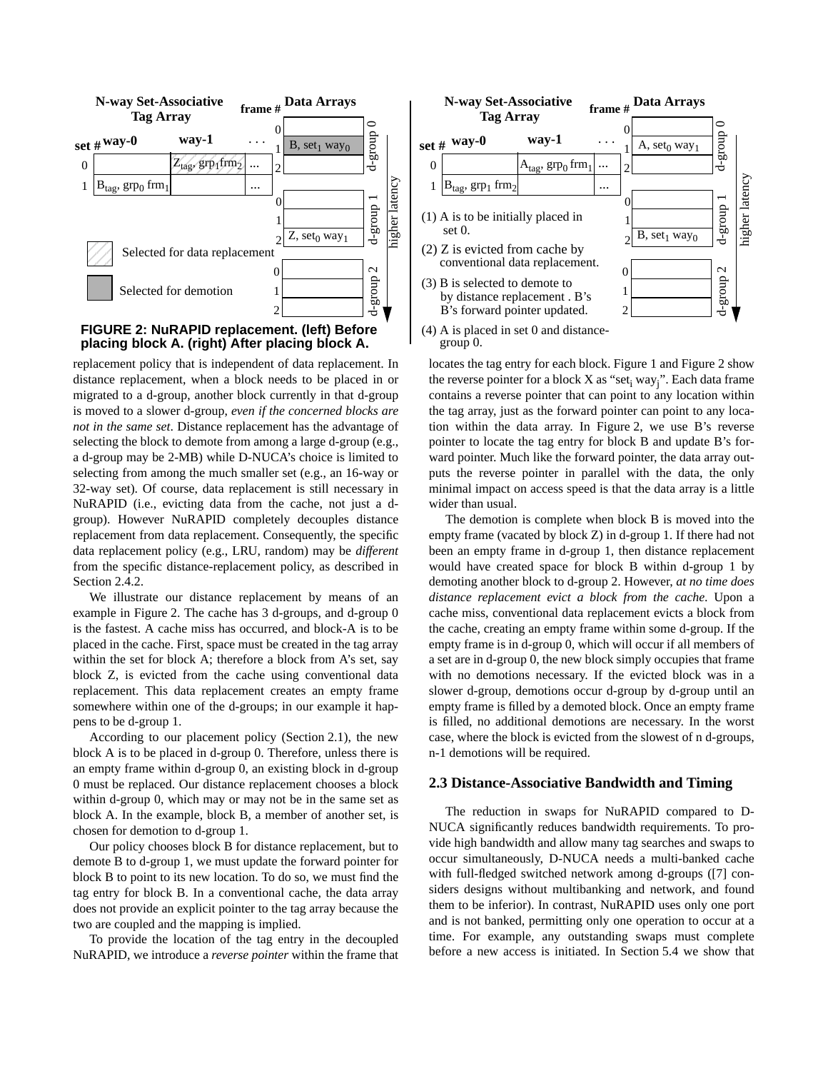**FIGURE 2: NuRAPID replacement. (left) Before placing block A. (right) After placing block A.**

(1) A is to be initially placed in set 0.

(2) Z is evicted from cache by conventional data replacement.

(3) B is selected to demote to by distance replacement . B's B's forward pointer updated.

(4) A is placed in set 0 and distance-group 0.

replacement policy that is independent of data replacement. In distance replacement, when a block needs to be placed in or migrated to a d-group, another block currently in that d-group is moved to a slower d-group, *even if the concerned blocks are not in the same set*. Distance replacement has the advantage of selecting the block to demote from among a large d-group (e.g., a d-group may be 2-MB) while D-NUCA's choice is limited to selecting from among the much smaller set (e.g., an 16-way or 32-way set). Of course, data replacement is still necessary in NuRAPID (i.e., evicting data from the cache, not just a d-group). However NuRAPID completely decouples distance replacement from data replacement. Consequently, the specific data replacement policy (e.g., LRU, random) may be *different* from the specific distance-replacement policy, as described in Section 2.4.2.

We illustrate our distance replacement by means of an example in Figure 2. The cache has 3 d-groups, and d-group 0 is the fastest. A cache miss has occurred, and block-A is to be placed in the cache. First, space must be created in the tag array within the set for block A; therefore a block from A's set, say block Z, is evicted from the cache using conventional data replacement. This data replacement creates an empty frame somewhere within one of the d-groups; in our example it happens to be d-group 1.

According to our placement policy (Section 2.1), the new block A is to be placed in d-group 0. Therefore, unless there is an empty frame within d-group 0, an existing block in d-group 0 must be replaced. Our distance replacement chooses a block within d-group 0, which may or may not be in the same set as block A. In the example, block B, a member of another set, is chosen for demotion to d-group 1.

Our policy chooses block B for distance replacement, but to demote B to d-group 1, we must update the forward pointer for block B to point to its new location. To do so, we must find the tag entry for block B. In a conventional cache, the data array does not provide an explicit pointer to the tag array because the two are coupled and the mapping is implied.

To provide the location of the tag entry in the decoupled NuRAPID, we introduce a *reverse pointer* within the frame that locates the tag entry for each block. Figure 1 and Figure 2 show the reverse pointer for a block X as "$set_i$ $way_j$". Each data frame contains a reverse pointer that can point to any location within the tag array, just as the forward pointer can point to any location within the data array. In Figure 2, we use B's reverse pointer to locate the tag entry for block B and update B's forward pointer. Much like the forward pointer, the data array outputs the reverse pointer in parallel with the data, the only minimal impact on access speed is that the data array is a little wider than usual.

The demotion is complete when block B is moved into the empty frame (vacated by block Z) in d-group 1. If there had not been an empty frame in d-group 1, then distance replacement would have created space for block B within d-group 1 by demoting another block to d-group 2. However, *at no time does distance replacement evict a block from the cache*. Upon a cache miss, conventional data replacement evicts a block from the cache, creating an empty frame within some d-group. If the empty frame is in d-group 0, which will occur if all members of a set are in d-group 0, the new block simply occupies that frame with no demotions necessary. If the evicted block was in a slower d-group, demotions occur d-group by d-group until an empty frame is filled by a demoted block. Once an empty frame is filled, no additional demotions are necessary. In the worst case, where the block is evicted from the slowest of n d-groups, n-1 demotions will be required.

## 2.3 Distance-Associative Bandwidth and Timing

The reduction in swaps for NuRAPID compared to D-NUCA significantly reduces bandwidth requirements. To provide high bandwidth and allow many tag searches and swaps to occur simultaneously, D-NUCA needs a multi-banked cache with full-fledged switched network among d-groups ([7] considers designs without multibanking and network, and found them to be inferior). In contrast, NuRAPID uses only one port and is not banked, permitting only one operation to occur at a time. For example, any outstanding swaps must complete before a new access is initiated. In Section 5.4 we show that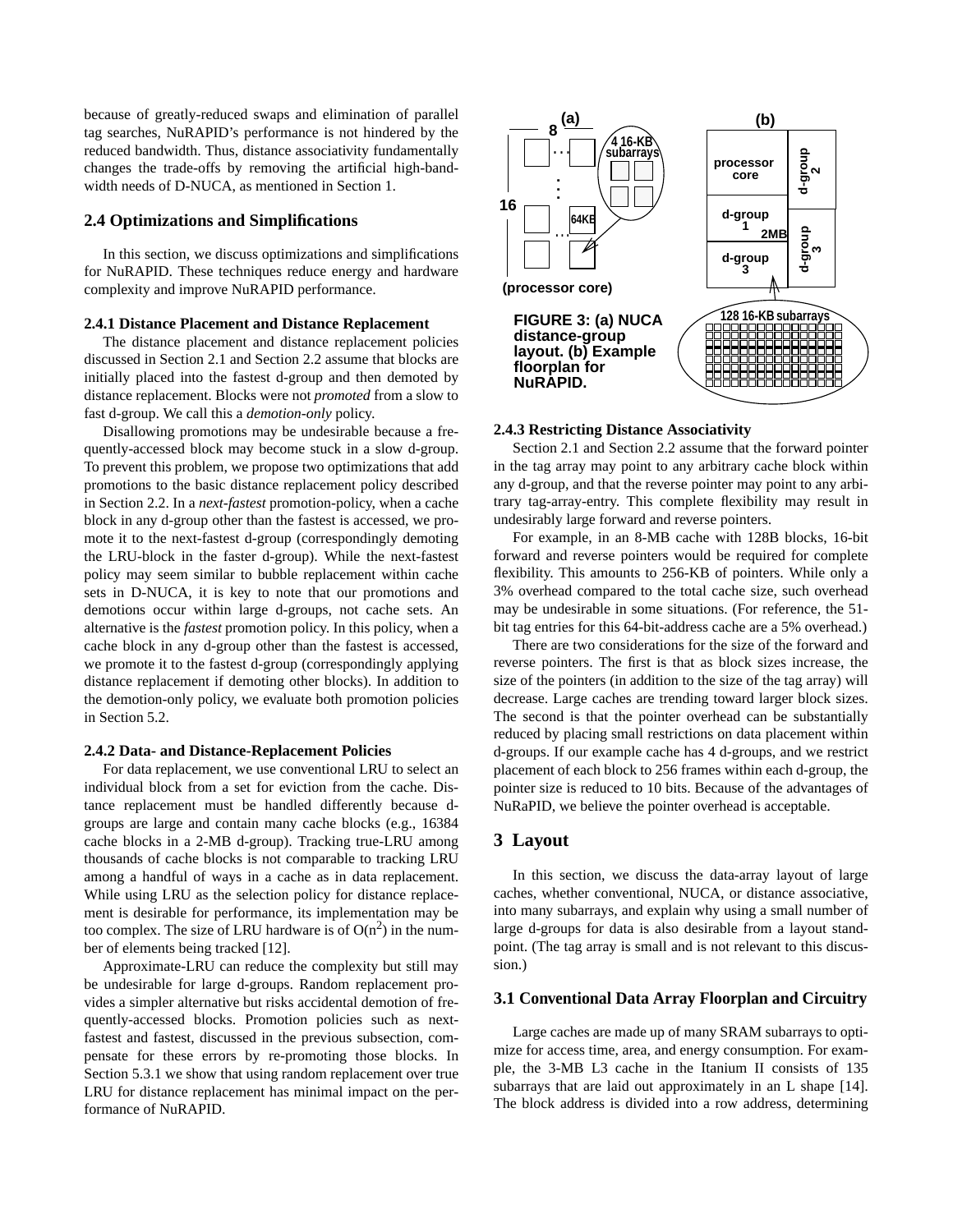because of greatly-reduced swaps and elimination of parallel tag searches, NuRAPID's performance is not hindered by the reduced bandwidth. Thus, distance associativity fundamentally changes the trade-offs by removing the artificial high-bandwidth needs of D-NUCA, as mentioned in Section 1.

## 2.4 Optimizations and Simplifications

In this section, we discuss optimizations and simplifications for NuRAPID. These techniques reduce energy and hardware complexity and improve NuRAPID performance.

### 2.4.1 Distance Placement and Distance Replacement

The distance placement and distance replacement policies discussed in Section 2.1 and Section 2.2 assume that blocks are initially placed into the fastest d-group and then demoted by distance replacement. Blocks were not *promoted* from a slow to fast d-group. We call this a *demotion-only* policy.

Disallowing promotions may be undesirable because a frequently-accessed block may become stuck in a slow d-group. To prevent this problem, we propose two optimizations that add promotions to the basic distance replacement policy described in Section 2.2. In a *next-fastest* promotion-policy, when a cache block in any d-group other than the fastest is accessed, we promote it to the next-fastest d-group (correspondingly demoting the LRU-block in the faster d-group). While the next-fastest policy may seem similar to bubble replacement within cache sets in D-NUCA, it is key to note that our promotions and demotions occur within large d-groups, not cache sets. An alternative is the *fastest* promotion policy. In this policy, when a cache block in any d-group other than the fastest is accessed, we promote it to the fastest d-group (correspondingly applying distance replacement if demoting other blocks). In addition to the demotion-only policy, we evaluate both promotion policies in Section 5.2.

### 2.4.2 Data- and Distance-Replacement Policies

For data replacement, we use conventional LRU to select an individual block from a set for eviction from the cache. Distance replacement must be handled differently because d-groups are large and contain many cache blocks (e.g., 16384 cache blocks in a 2-MB d-group). Tracking true-LRU among thousands of cache blocks is not comparable to tracking LRU among a handful of ways in a cache as in data replacement. While using LRU as the selection policy for distance replacement is desirable for performance, its implementation may be too complex. The size of LRU hardware is of $O(n^2)$ in the number of elements being tracked [12].

Approximate-LRU can reduce the complexity but still may be undesirable for large d-groups. Random replacement provides a simpler alternative but risks accidental demotion of frequently-accessed blocks. Promotion policies such as next-fastest and fastest, discussed in the previous subsection, compensate for these errors by re-promoting those blocks. In Section 5.3.1 we show that using random replacement over true LRU for distance replacement has minimal impact on the performance of NuRAPID.

**FIGURE 3: (a) NUCA distance-group layout. (b) Example floorplan for NuRAPID.**

### 2.4.3 Restricting Distance Associativity

Section 2.1 and Section 2.2 assume that the forward pointer in the tag array may point to any arbitrary cache block within any d-group, and that the reverse pointer may point to any arbitrary tag-array-entry. This complete flexibility may result in undesirably large forward and reverse pointers.

For example, in an 8-MB cache with 128B blocks, 16-bit forward and reverse pointers would be required for complete flexibility. This amounts to 256-KB of pointers. While only a 3% overhead compared to the total cache size, such overhead may be undesirable in some situations. (For reference, the 51-bit tag entries for this 64-bit-address cache are a 5% overhead.)

There are two considerations for the size of the forward and reverse pointers. The first is that as block sizes increase, the size of the pointers (in addition to the size of the tag array) will decrease. Large caches are trending toward larger block sizes. The second is that the pointer overhead can be substantially reduced by placing small restrictions on data placement within d-groups. If our example cache has 4 d-groups, and we restrict placement of each block to 256 frames within each d-group, the pointer size is reduced to 10 bits. Because of the advantages of NuRaPID, we believe the pointer overhead is acceptable.

# 3 Layout

In this section, we discuss the data-array layout of large caches, whether conventional, NUCA, or distance associative, into many subarrays, and explain why using a small number of large d-groups for data is also desirable from a layout standpoint. (The tag array is small and is not relevant to this discussion.)

## 3.1 Conventional Data Array Floorplan and Circuitry

Large caches are made up of many SRAM subarrays to optimize for access time, area, and energy consumption. For example, the 3-MB L3 cache in the Itanium II consists of 135 subarrays that are laid out approximately in an L shape [14]. The block address is divided into a row address, determining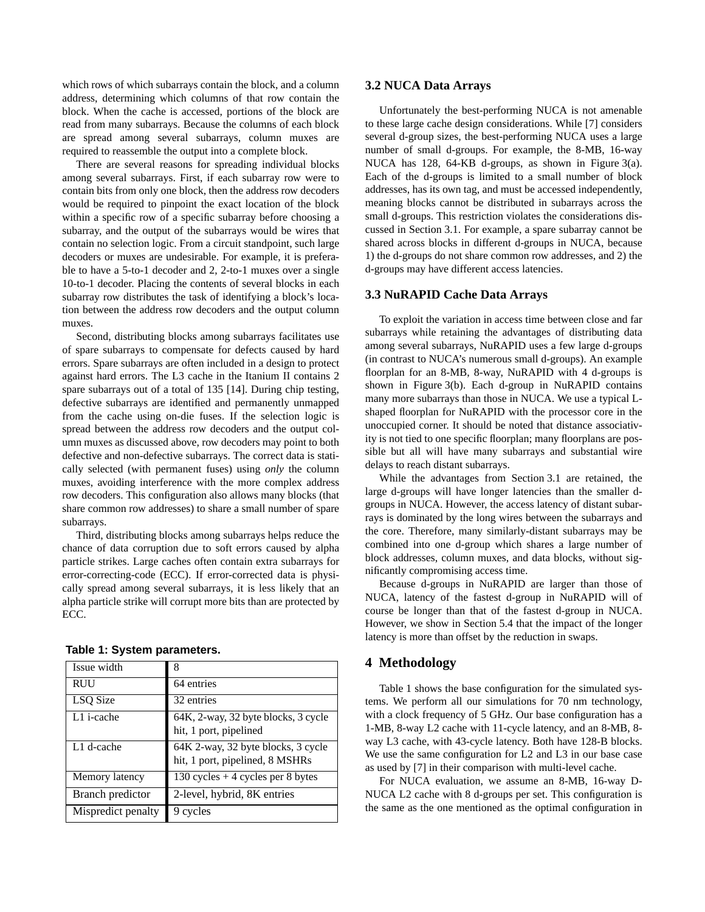which rows of which subarrays contain the block, and a column address, determining which columns of that row contain the block. When the cache is accessed, portions of the block are read from many subarrays. Because the columns of each block are spread among several subarrays, column muxes are required to reassemble the output into a complete block.

There are several reasons for spreading individual blocks among several subarrays. First, if each subarray row were to contain bits from only one block, then the address row decoders would be required to pinpoint the exact location of the block within a specific row of a specific subarray before choosing a subarray, and the output of the subarrays would be wires that contain no selection logic. From a circuit standpoint, such large decoders or muxes are undesirable. For example, it is preferable to have a 5-to-1 decoder and 2, 2-to-1 muxes over a single 10-to-1 decoder. Placing the contents of several blocks in each subarray row distributes the task of identifying a block's location between the address row decoders and the output column muxes.

Second, distributing blocks among subarrays facilitates use of spare subarrays to compensate for defects caused by hard errors. Spare subarrays are often included in a design to protect against hard errors. The L3 cache in the Itanium II contains 2 spare subarrays out of a total of 135 [14]. During chip testing, defective subarrays are identified and permanently unmapped from the cache using on-die fuses. If the selection logic is spread between the address row decoders and the output column muxes as discussed above, row decoders may point to both defective and non-defective subarrays. The correct data is statically selected (with permanent fuses) using *only* the column muxes, avoiding interference with the more complex address row decoders. This configuration also allows many blocks (that share common row addresses) to share a small number of spare subarrays.

Third, distributing blocks among subarrays helps reduce the chance of data corruption due to soft errors caused by alpha particle strikes. Large caches often contain extra subarrays for error-correcting-code (ECC). If error-corrected data is physically spread among several subarrays, it is less likely that an alpha particle strike will corrupt more bits than are protected by ECC.

**Table 1: System parameters.**

| | |
|---|---|
| Issue width | 8 |
| RUU | 64 entries |
| LSQ Size | 32 entries |
| L1 i-cache | 64K, 2-way, 32 byte blocks, 3 cycle hit, 1 port, pipelined |
| L1 d-cache | 64K 2-way, 32 byte blocks, 3 cycle hit, 1 port, pipelined, 8 MSHRs |
| Memory latency | 130 cycles + 4 cycles per 8 bytes |
| Branch predictor | 2-level, hybrid, 8K entries |
| Mispredict penalty | 9 cycles |

### 3.2 NUCA Data Arrays

Unfortunately the best-performing NUCA is not amenable to these large cache design considerations. While [7] considers several d-group sizes, the best-performing NUCA uses a large number of small d-groups. For example, the 8-MB, 16-way NUCA has 128, 64-KB d-groups, as shown in Figure 3(a). Each of the d-groups is limited to a small number of block addresses, has its own tag, and must be accessed independently, meaning blocks cannot be distributed in subarrays across the small d-groups. This restriction violates the considerations discussed in Section 3.1. For example, a spare subarray cannot be shared across blocks in different d-groups in NUCA, because 1) the d-groups do not share common row addresses, and 2) the d-groups may have different access latencies.

### 3.3 NuRAPID Cache Data Arrays

To exploit the variation in access time between close and far subarrays while retaining the advantages of distributing data among several subarrays, NuRAPID uses a few large d-groups (in contrast to NUCA's numerous small d-groups). An example floorplan for an 8-MB, 8-way, NuRAPID with 4 d-groups is shown in Figure 3(b). Each d-group in NuRAPID contains many more subarrays than those in NUCA. We use a typical L-shaped floorplan for NuRAPID with the processor core in the unoccupied corner. It should be noted that distance associativity is not tied to one specific floorplan; many floorplans are possible but all will have many subarrays and substantial wire delays to reach distant subarrays.

While the advantages from Section 3.1 are retained, the large d-groups will have longer latencies than the smaller d-groups in NUCA. However, the access latency of distant subarrays is dominated by the long wires between the subarrays and the core. Therefore, many similarly-distant subarrays may be combined into one d-group which shares a large number of block addresses, column muxes, and data blocks, without significantly compromising access time.

Because d-groups in NuRAPID are larger than those of NUCA, latency of the fastest d-group in NuRAPID will of course be longer than that of the fastest d-group in NUCA. However, we show in Section 5.4 that the impact of the longer latency is more than offset by the reduction in swaps.

## 4 Methodology

Table 1 shows the base configuration for the simulated systems. We perform all our simulations for 70 nm technology, with a clock frequency of 5 GHz. Our base configuration has a 1-MB, 8-way L2 cache with 11-cycle latency, and an 8-MB, 8-way L3 cache, with 43-cycle latency. Both have 128-B blocks. We use the same configuration for L2 and L3 in our base case as used by [7] in their comparison with multi-level cache.

For NUCA evaluation, we assume an 8-MB, 16-way D-NUCA L2 cache with 8 d-groups per set. This configuration is the same as the one mentioned as the optimal configuration in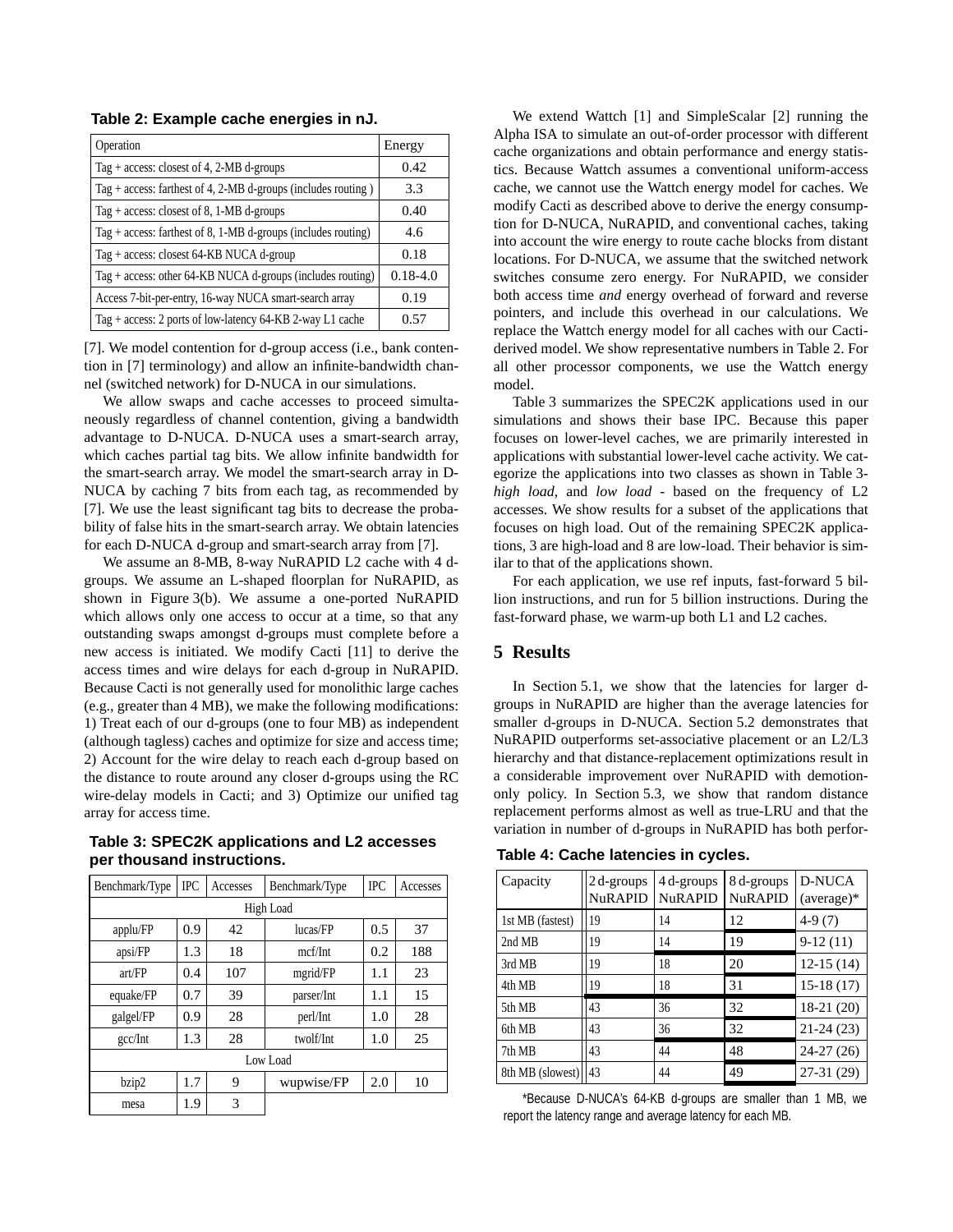**Table 2: Example cache energies in nJ.**

| Operation | Energy |
|---|---|
| Tag + access: closest of 4, 2-MB d-groups | 0.42 |
| Tag + access: farthest of 4, 2-MB d-groups (includes routing ) | 3.3 |
| Tag + access: closest of 8, 1-MB d-groups | 0.40 |
| Tag + access: farthest of 8, 1-MB d-groups (includes routing) | 4.6 |
| Tag + access: closest 64-KB NUCA d-group | 0.18 |
| Tag + access: other 64-KB NUCA d-groups (includes routing) | 0.18-4.0 |
| Access 7-bit-per-entry, 16-way NUCA smart-search array | 0.19 |
| Tag + access: 2 ports of low-latency 64-KB 2-way L1 cache | 0.57 |

[7]. We model contention for d-group access (i.e., bank contention in [7] terminology) and allow an infinite-bandwidth channel (switched network) for D-NUCA in our simulations.

We allow swaps and cache accesses to proceed simultaneously regardless of channel contention, giving a bandwidth advantage to D-NUCA. D-NUCA uses a smart-search array, which caches partial tag bits. We allow infinite bandwidth for the smart-search array. We model the smart-search array in D-NUCA by caching 7 bits from each tag, as recommended by [7]. We use the least significant tag bits to decrease the probability of false hits in the smart-search array. We obtain latencies for each D-NUCA d-group and smart-search array from [7].

We assume an 8-MB, 8-way NuRAPID L2 cache with 4 d-groups. We assume an L-shaped floorplan for NuRAPID, as shown in Figure 3(b). We assume a one-ported NuRAPID which allows only one access to occur at a time, so that any outstanding swaps amongst d-groups must complete before a new access is initiated. We modify Cacti [11] to derive the access times and wire delays for each d-group in NuRAPID. Because Cacti is not generally used for monolithic large caches (e.g., greater than 4 MB), we make the following modifications: 1) Treat each of our d-groups (one to four MB) as independent (although tagless) caches and optimize for size and access time; 2) Account for the wire delay to reach each d-group based on the distance to route around any closer d-groups using the RC wire-delay models in Cacti; and 3) Optimize our unified tag array for access time.

**Table 3: SPEC2K applications and L2 accesses per thousand instructions.**

| Benchmark/Type | IPC | Accesses | Benchmark/Type | IPC | Accesses |
|---|---|---|---|---|---|
| High Load | | | | | |
| applu/FP | 0.9 | 42 | lucas/FP | 0.5 | 37 |
| apsi/FP | 1.3 | 18 | mcf/Int | 0.2 | 188 |
| art/FP | 0.4 | 107 | mgrid/FP | 1.1 | 23 |
| equake/FP | 0.7 | 39 | parser/Int | 1.1 | 15 |
| galgel/FP | 0.9 | 28 | perl/Int | 1.0 | 28 |
| gcc/Int | 1.3 | 28 | twolf/Int | 1.0 | 25 |
| Low Load | | | | | |
| bzip2 | 1.7 | 9 | wupwise/FP | 2.0 | 10 |
| mesa | 1.9 | 3 | | | |

We extend Wattch [1] and SimpleScalar [2] running the Alpha ISA to simulate an out-of-order processor with different cache organizations and obtain performance and energy statistics. Because Wattch assumes a conventional uniform-access cache, we cannot use the Wattch energy model for caches. We modify Cacti as described above to derive the energy consumption for D-NUCA, NuRAPID, and conventional caches, taking into account the wire energy to route cache blocks from distant locations. For D-NUCA, we assume that the switched network switches consume zero energy. For NuRAPID, we consider both access time *and* energy overhead of forward and reverse pointers, and include this overhead in our calculations. We replace the Wattch energy model for all caches with our Cacti-derived model. We show representative numbers in Table 2. For all other processor components, we use the Wattch energy model.

Table 3 summarizes the SPEC2K applications used in our simulations and shows their base IPC. Because this paper focuses on lower-level caches, we are primarily interested in applications with substantial lower-level cache activity. We categorize the applications into two classes as shown in Table 3- *high load*, and *low load* - based on the frequency of L2 accesses. We show results for a subset of the applications that focuses on high load. Out of the remaining SPEC2K applications, 3 are high-load and 8 are low-load. Their behavior is similar to that of the applications shown.

For each application, we use ref inputs, fast-forward 5 billion instructions, and run for 5 billion instructions. During the fast-forward phase, we warm-up both L1 and L2 caches.

## 5 Results

In Section 5.1, we show that the latencies for larger d-groups in NuRAPID are higher than the average latencies for smaller d-groups in D-NUCA. Section 5.2 demonstrates that NuRAPID outperforms set-associative placement or an L2/L3 hierarchy and that distance-replacement optimizations result in a considerable improvement over NuRAPID with demotion-only policy. In Section 5.3, we show that random distance replacement performs almost as well as true-LRU and that the variation in number of d-groups in NuRAPID has both perfor-

**Table 4: Cache latencies in cycles.**

| Capacity | 2 d-groups NuRAPID | 4 d-groups NuRAPID | 8 d-groups NuRAPID | D-NUCA (average)* |
|---|---|---|---|---|
| 1st MB (fastest) | 19 | 14 | 12 | 4-9 (7) |
| 2nd MB | 19 | 14 | 19 | 9-12 (11) |
| 3rd MB | 19 | 18 | 20 | 12-15 (14) |
| 4th MB | 19 | 18 | 31 | 15-18 (17) |
| 5th MB | 43 | 36 | 32 | 18-21 (20) |
| 6th MB | 43 | 36 | 32 | 21-24 (23) |
| 7th MB | 43 | 44 | 48 | 24-27 (26) |
| 8th MB (slowest) | 43 | 44 | 49 | 27-31 (29) |

*Because D-NUCA's 64-KB d-groups are smaller than 1 MB, we report the latency range and average latency for each MB.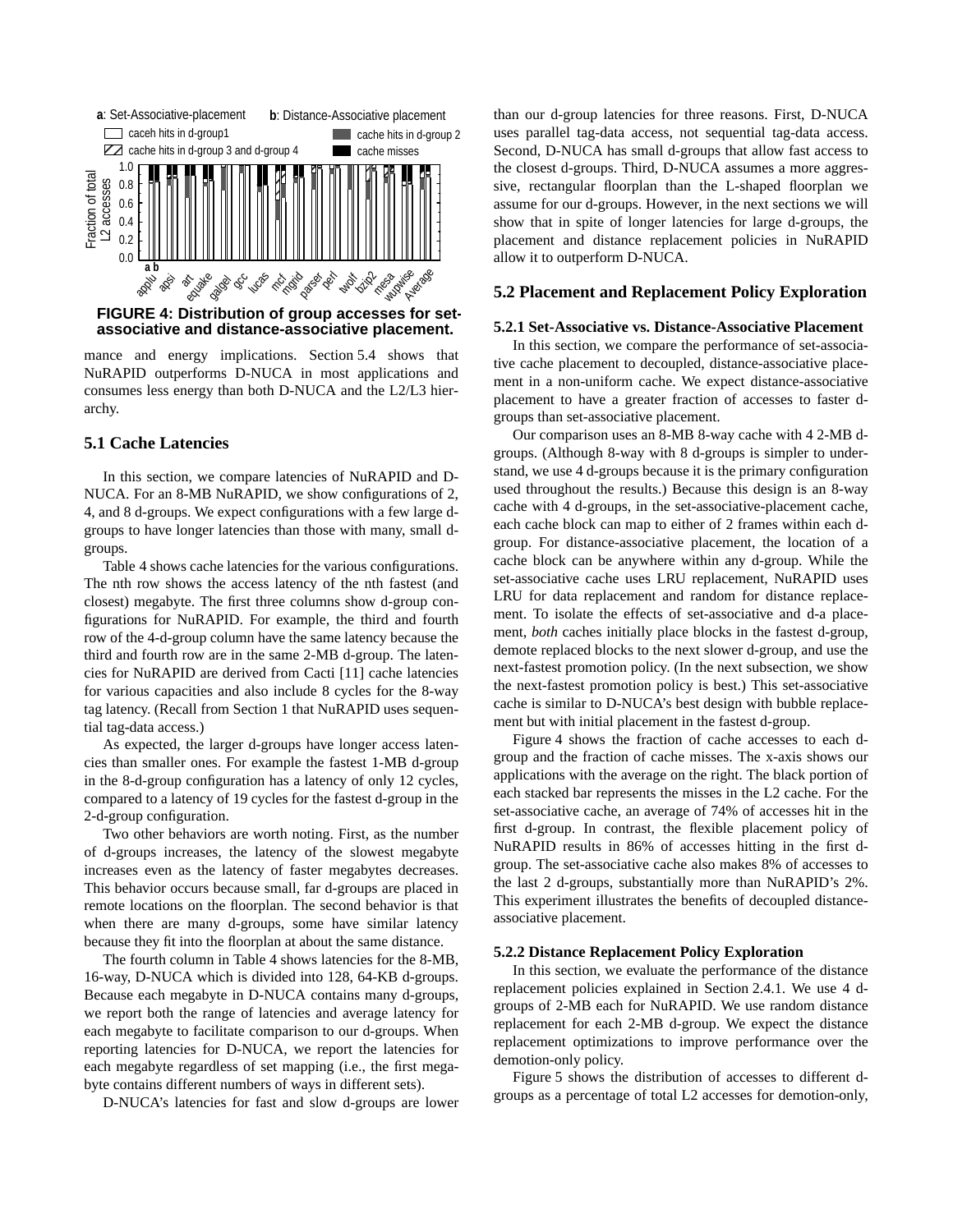**FIGURE 4: Distribution of group accesses for set-associative and distance-associative placement.**

mance and energy implications. Section 5.4 shows that NuRAPID outperforms D-NUCA in most applications and consumes less energy than both D-NUCA and the L2/L3 hierarchy.

## 5.1 Cache Latencies

In this section, we compare latencies of NuRAPID and D-NUCA. For an 8-MB NuRAPID, we show configurations of 2, 4, and 8 d-groups. We expect configurations with a few large d-groups to have longer latencies than those with many, small d-groups.

Table 4 shows cache latencies for the various configurations. The nth row shows the access latency of the nth fastest (and closest) megabyte. The first three columns show d-group configurations for NuRAPID. For example, the third and fourth row of the 4-d-group column have the same latency because the third and fourth row are in the same 2-MB d-group. The latencies for NuRAPID are derived from Cacti [11] cache latencies for various capacities and also include 8 cycles for the 8-way tag latency. (Recall from Section 1 that NuRAPID uses sequential tag-data access.)

As expected, the larger d-groups have longer access latencies than smaller ones. For example the fastest 1-MB d-group in the 8-d-group configuration has a latency of only 12 cycles, compared to a latency of 19 cycles for the fastest d-group in the 2-d-group configuration.

Two other behaviors are worth noting. First, as the number of d-groups increases, the latency of the slowest megabyte increases even as the latency of faster megabytes decreases. This behavior occurs because small, far d-groups are placed in remote locations on the floorplan. The second behavior is that when there are many d-groups, some have similar latency because they fit into the floorplan at about the same distance.

The fourth column in Table 4 shows latencies for the 8-MB, 16-way, D-NUCA which is divided into 128, 64-KB d-groups. Because each megabyte in D-NUCA contains many d-groups, we report both the range of latencies and average latency for each megabyte to facilitate comparison to our d-groups. When reporting latencies for D-NUCA, we report the latencies for each megabyte regardless of set mapping (i.e., the first megabyte contains different numbers of ways in different sets).

D-NUCA's latencies for fast and slow d-groups are lower than our d-group latencies for three reasons. First, D-NUCA uses parallel tag-data access, not sequential tag-data access. Second, D-NUCA has small d-groups that allow fast access to the closest d-groups. Third, D-NUCA assumes a more aggressive, rectangular floorplan than the L-shaped floorplan we assume for our d-groups. However, in the next sections we will show that in spite of longer latencies for large d-groups, the placement and distance replacement policies in NuRAPID allow it to outperform D-NUCA.

## 5.2 Placement and Replacement Policy Exploration

### 5.2.1 Set-Associative vs. Distance-Associative Placement

In this section, we compare the performance of set-associative cache placement to decoupled, distance-associative placement in a non-uniform cache. We expect distance-associative placement to have a greater fraction of accesses to faster d-groups than set-associative placement.

Our comparison uses an 8-MB 8-way cache with 4 2-MB d-groups. (Although 8-way with 8 d-groups is simpler to understand, we use 4 d-groups because it is the primary configuration used throughout the results.) Because this design is an 8-way cache with 4 d-groups, in the set-associative-placement cache, each cache block can map to either of 2 frames within each d-group. For distance-associative placement, the location of a cache block can be anywhere within any d-group. While the set-associative cache uses LRU replacement, NuRAPID uses LRU for data replacement and random for distance replacement. To isolate the effects of set-associative and d-a placement, *both* caches initially place blocks in the fastest d-group, demote replaced blocks to the next slower d-group, and use the next-fastest promotion policy. (In the next subsection, we show the next-fastest promotion policy is best.) This set-associative cache is similar to D-NUCA's best design with bubble replacement but with initial placement in the fastest d-group.

Figure 4 shows the fraction of cache accesses to each d-group and the fraction of cache misses. The x-axis shows our applications with the average on the right. The black portion of each stacked bar represents the misses in the L2 cache. For the set-associative cache, an average of 74% of accesses hit in the first d-group. In contrast, the flexible placement policy of NuRAPID results in 86% of accesses hitting in the first d-group. The set-associative cache also makes 8% of accesses to the last 2 d-groups, substantially more than NuRAPID's 2%. This experiment illustrates the benefits of decoupled distance-associative placement.

### 5.2.2 Distance Replacement Policy Exploration

In this section, we evaluate the performance of the distance replacement policies explained in Section 2.4.1. We use 4 d-groups of 2-MB each for NuRAPID. We use random distance replacement for each 2-MB d-group. We expect the distance replacement optimizations to improve performance over the demotion-only policy.

Figure 5 shows the distribution of accesses to different d-groups as a percentage of total L2 accesses for demotion-only,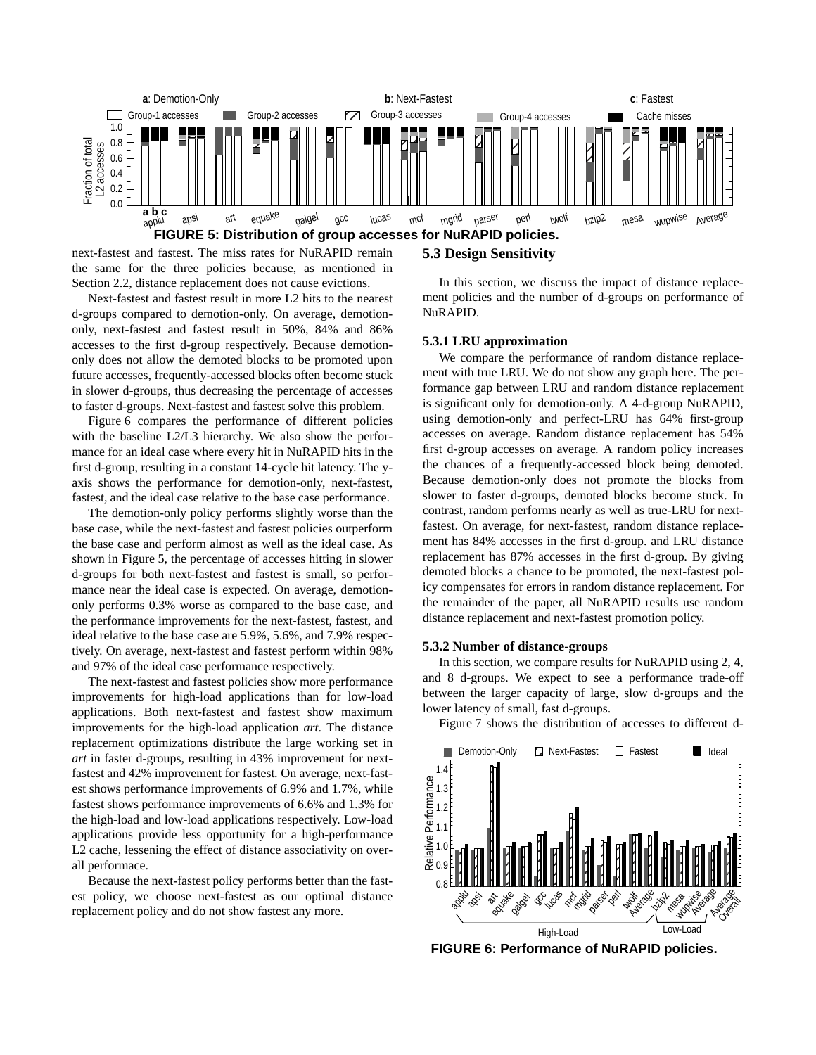**FIGURE 5: Distribution of group accesses for NuRAPID policies.**

next-fastest and fastest. The miss rates for NuRAPID remain the same for the three policies because, as mentioned in Section 2.2, distance replacement does not cause evictions.

Next-fastest and fastest result in more L2 hits to the nearest d-groups compared to demotion-only. On average, demotion-only, next-fastest and fastest result in 50%, 84% and 86% accesses to the first d-group respectively. Because demotion-only does not allow the demoted blocks to be promoted upon future accesses, frequently-accessed blocks often become stuck in slower d-groups, thus decreasing the percentage of accesses to faster d-groups. Next-fastest and fastest solve this problem.

Figure 6 compares the performance of different policies with the baseline L2/L3 hierarchy. We also show the performance for an ideal case where every hit in NuRAPID hits in the first d-group, resulting in a constant 14-cycle hit latency. The y-axis shows the performance for demotion-only, next-fastest, fastest, and the ideal case relative to the base case performance.

The demotion-only policy performs slightly worse than the base case, while the next-fastest and fastest policies outperform the base case and perform almost as well as the ideal case. As shown in Figure 5, the percentage of accesses hitting in slower d-groups for both next-fastest and fastest is small, so performance near the ideal case is expected. On average, demotion-only performs 0.3% worse as compared to the base case, and the performance improvements for the next-fastest, fastest, and ideal relative to the base case are 5.9%, 5.6%, and 7.9% respectively. On average, next-fastest and fastest perform within 98% and 97% of the ideal case performance respectively.

The next-fastest and fastest policies show more performance improvements for high-load applications than for low-load applications. Both next-fastest and fastest show maximum improvements for the high-load application *art*. The distance replacement optimizations distribute the large working set in *art* in faster d-groups, resulting in 43% improvement for next-fastest and 42% improvement for fastest. On average, next-fastest shows performance improvements of 6.9% and 1.7%, while fastest shows performance improvements of 6.6% and 1.3% for the high-load and low-load applications respectively. Low-load applications provide less opportunity for a high-performance L2 cache, lessening the effect of distance associativity on overall performace.

Because the next-fastest policy performs better than the fastest policy, we choose next-fastest as our optimal distance replacement policy and do not show fastest any more.

## 5.3 Design Sensitivity

In this section, we discuss the impact of distance replacement policies and the number of d-groups on performance of NuRAPID.

### 5.3.1 LRU approximation

We compare the performance of random distance replacement with true LRU. We do not show any graph here. The performance gap between LRU and random distance replacement is significant only for demotion-only. A 4-d-group NuRAPID, using demotion-only and perfect-LRU has 64% first-group accesses on average. Random distance replacement has 54% first d-group accesses on average. A random policy increases the chances of a frequently-accessed block being demoted. Because demotion-only does not promote the blocks from slower to faster d-groups, demoted blocks become stuck. In contrast, random performs nearly as well as true-LRU for next-fastest. On average, for next-fastest, random distance replacement has 84% accesses in the first d-group. and LRU distance replacement has 87% accesses in the first d-group. By giving demoted blocks a chance to be promoted, the next-fastest policy compensates for errors in random distance replacement. For the remainder of the paper, all NuRAPID results use random distance replacement and next-fastest promotion policy.

### 5.3.2 Number of distance-groups

In this section, we compare results for NuRAPID using 2, 4, and 8 d-groups. We expect to see a performance trade-off between the larger capacity of large, slow d-groups and the lower latency of small, fast d-groups.

Figure 7 shows the distribution of accesses to different d-

**FIGURE 6: Performance of NuRAPID policies.**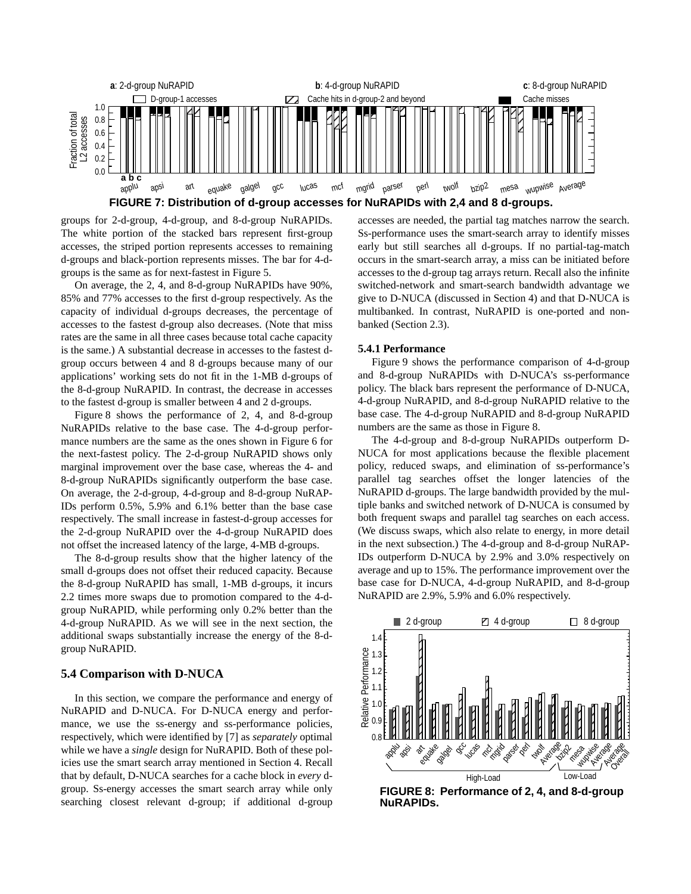**FIGURE 7: Distribution of d-group accesses for NuRAPIDs with 2,4 and 8 d-groups.**

groups for 2-d-group, 4-d-group, and 8-d-group NuRAPIDs. The white portion of the stacked bars represent first-group accesses, the striped portion represents accesses to remaining d-groups and black-portion represents misses. The bar for 4-d-groups is the same as for next-fastest in Figure 5.

On average, the 2, 4, and 8-d-group NuRAPIDs have 90%, 85% and 77% accesses to the first d-group respectively. As the capacity of individual d-groups decreases, the percentage of accesses to the fastest d-group also decreases. (Note that miss rates are the same in all three cases because total cache capacity is the same.) A substantial decrease in accesses to the fastest d-group occurs between 4 and 8 d-groups because many of our applications' working sets do not fit in the 1-MB d-groups of the 8-d-group NuRAPID. In contrast, the decrease in accesses to the fastest d-group is smaller between 4 and 2 d-groups.

Figure 8 shows the performance of 2, 4, and 8-d-group NuRAPIDs relative to the base case. The 4-d-group performance numbers are the same as the ones shown in Figure 6 for the next-fastest policy. The 2-d-group NuRAPID shows only marginal improvement over the base case, whereas the 4- and 8-d-group NuRAPIDs significantly outperform the base case. On average, the 2-d-group, 4-d-group and 8-d-group NuRAPIDs perform 0.5%, 5.9% and 6.1% better than the base case respectively. The small increase in fastest-d-group accesses for the 2-d-group NuRAPID over the 4-d-group NuRAPID does not offset the increased latency of the large, 4-MB d-groups.

The 8-d-group results show that the higher latency of the small d-groups does not offset their reduced capacity. Because the 8-d-group NuRAPID has small, 1-MB d-groups, it incurs 2.2 times more swaps due to promotion compared to the 4-d-group NuRAPID, while performing only 0.2% better than the 4-d-group NuRAPID. As we will see in the next section, the additional swaps substantially increase the energy of the 8-d-group NuRAPID.

## 5.4 Comparison with D-NUCA

In this section, we compare the performance and energy of NuRAPID and D-NUCA. For D-NUCA energy and performance, we use the ss-energy and ss-performance policies, respectively, which were identified by [7] as *separately* optimal while we have a *single* design for NuRAPID. Both of these policies use the smart search array mentioned in Section 4. Recall that by default, D-NUCA searches for a cache block in *every* d-group. Ss-energy accesses the smart search array while only searching closest relevant d-group; if additional d-group accesses are needed, the partial tag matches narrow the search. Ss-performance uses the smart-search array to identify misses early but still searches all d-groups. If no partial-tag-match occurs in the smart-search array, a miss can be initiated before accesses to the d-group tag arrays return. Recall also the infinite switched-network and smart-search bandwidth advantage we give to D-NUCA (discussed in Section 4) and that D-NUCA is multibanked. In contrast, NuRAPID is one-ported and non-banked (Section 2.3).

### 5.4.1 Performance

Figure 9 shows the performance comparison of 4-d-group and 8-d-group NuRAPIDs with D-NUCA's ss-performance policy. The black bars represent the performance of D-NUCA, 4-d-group NuRAPID, and 8-d-group NuRAPID relative to the base case. The 4-d-group NuRAPID and 8-d-group NuRAPID numbers are the same as those in Figure 8.

The 4-d-group and 8-d-group NuRAPIDs outperform D-NUCA for most applications because the flexible placement policy, reduced swaps, and elimination of ss-performance's parallel tag searches offset the longer latencies of the NuRAPID d-groups. The large bandwidth provided by the multiple banks and switched network of D-NUCA is consumed by both frequent swaps and parallel tag searches on each access. (We discuss swaps, which also relate to energy, in more detail in the next subsection.) The 4-d-group and 8-d-group NuRAPIDs outperform D-NUCA by 2.9% and 3.0% respectively on average and up to 15%. The performance improvement over the base case for D-NUCA, 4-d-group NuRAPID, and 8-d-group NuRAPID are 2.9%, 5.9% and 6.0% respectively.

**FIGURE 8: Performance of 2, 4, and 8-d-group NuRAPIDs.**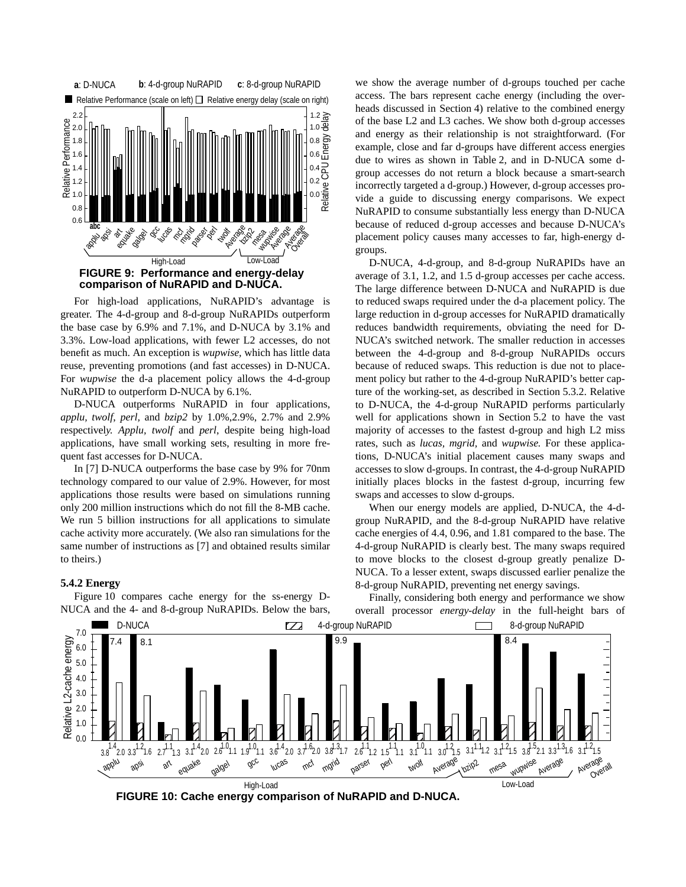**FIGURE 9: Performance and energy-delay comparison of NuRAPID and D-NUCA.**

For high-load applications, NuRAPID's advantage is greater. The 4-d-group and 8-d-group NuRAPIDs outperform the base case by 6.9% and 7.1%, and D-NUCA by 3.1% and 3.3%. Low-load applications, with fewer L2 accesses, do not benefit as much. An exception is *wupwise*, which has little data reuse, preventing promotions (and fast accesses) in D-NUCA. For *wupwise* the d-a placement policy allows the 4-d-group NuRAPID to outperform D-NUCA by 6.1%.

D-NUCA outperforms NuRAPID in four applications, *applu*, *twolf*, *perl*, and *bzip2* by 1.0%,2.9%, 2.7% and 2.9% respectively. *Applu*, *twolf* and *perl*, despite being high-load applications, have small working sets, resulting in more frequent fast accesses for D-NUCA.

In [7] D-NUCA outperforms the base case by 9% for 70nm technology compared to our value of 2.9%. However, for most applications those results were based on simulations running only 200 million instructions which do not fill the 8-MB cache. We run 5 billion instructions for all applications to simulate cache activity more accurately. (We also ran simulations for the same number of instructions as [7] and obtained results similar to theirs.)

### 5.4.2 Energy

Figure 10 compares cache energy for the ss-energy D-NUCA and the 4- and 8-d-group NuRAPIDs. Below the bars, we show the average number of d-groups touched per cache access. The bars represent cache energy (including the overheads discussed in Section 4) relative to the combined energy of the base L2 and L3 caches. We show both d-group accesses and energy as their relationship is not straightforward. (For example, close and far d-groups have different access energies due to wires as shown in Table 2, and in D-NUCA some d-group accesses do not return a block because a smart-search incorrectly targeted a d-group.) However, d-group accesses provide a guide to discussing energy comparisons. We expect NuRAPID to consume substantially less energy than D-NUCA because of reduced d-group accesses and because D-NUCA's placement policy causes many accesses to far, high-energy d-groups.

D-NUCA, 4-d-group, and 8-d-group NuRAPIDs have an average of 3.1, 1.2, and 1.5 d-group accesses per cache access. The large difference between D-NUCA and NuRAPID is due to reduced swaps required under the d-a placement policy. The large reduction in d-group accesses for NuRAPID dramatically reduces bandwidth requirements, obviating the need for D-NUCA's switched network. The smaller reduction in accesses between the 4-d-group and 8-d-group NuRAPIDs occurs because of reduced swaps. This reduction is due not to placement policy but rather to the 4-d-group NuRAPID's better capture of the working-set, as described in Section 5.3.2. Relative to D-NUCA, the 4-d-group NuRAPID performs particularly well for applications shown in Section 5.2 to have the vast majority of accesses to the fastest d-group and high L2 miss rates, such as *lucas*, *mgrid*, and *wupwise.* For these applications, D-NUCA's initial placement causes many swaps and accesses to slow d-groups. In contrast, the 4-d-group NuRAPID initially places blocks in the fastest d-group, incurring few swaps and accesses to slow d-groups.

When our energy models are applied, D-NUCA, the 4-d-group NuRAPID, and the 8-d-group NuRAPID have relative cache energies of 4.4, 0.96, and 1.81 compared to the base. The 4-d-group NuRAPID is clearly best. The many swaps required to move blocks to the closest d-group greatly penalize D-NUCA. To a lesser extent, swaps discussed earlier penalize the 8-d-group NuRAPID, preventing net energy savings.

Finally, considering both energy and performance we show overall processor *energy-delay* in the full-height bars of

**FIGURE 10: Cache energy comparison of NuRAPID and D-NUCA.**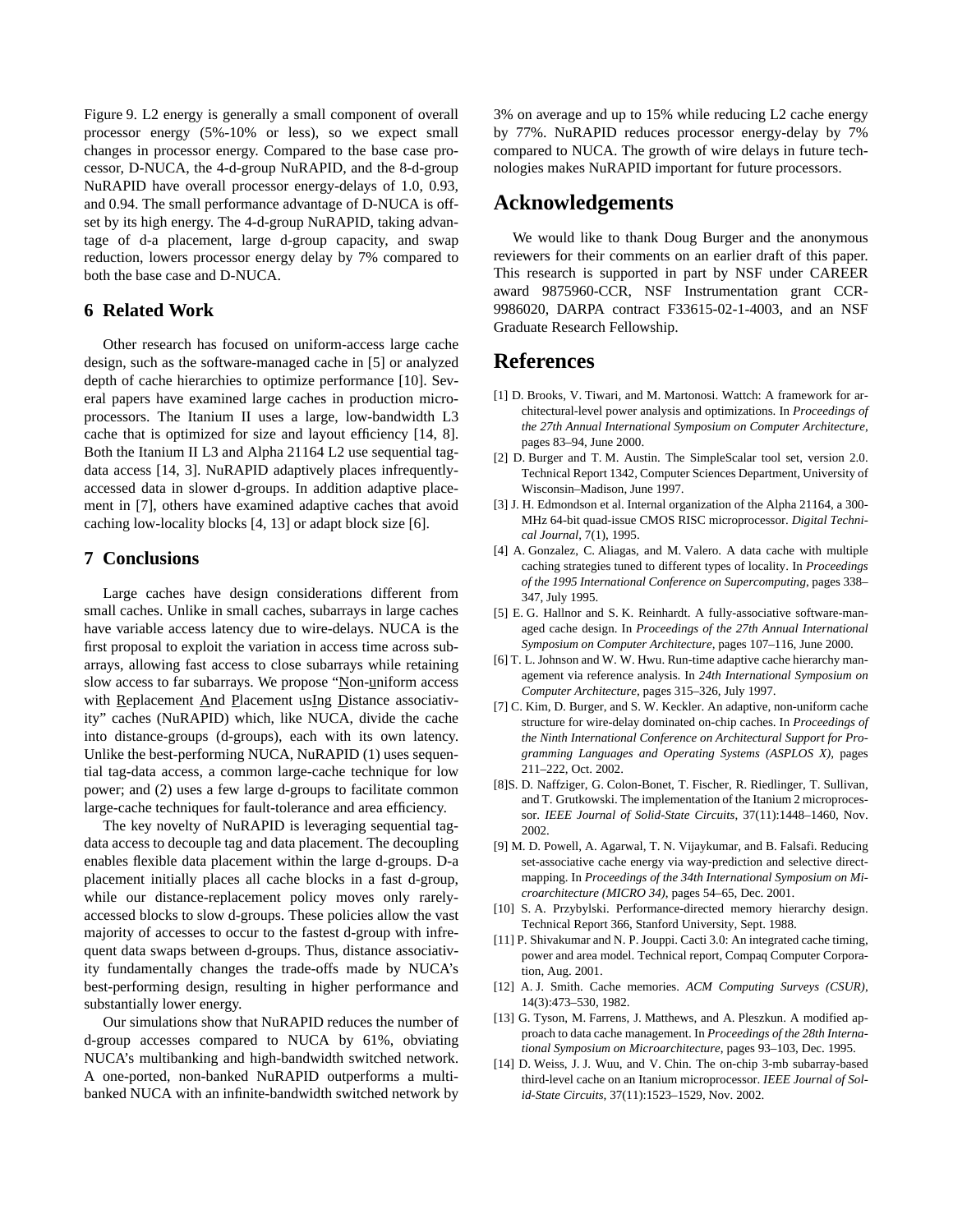Figure 9. L2 energy is generally a small component of overall processor energy (5%-10% or less), so we expect small changes in processor energy. Compared to the base case processor, D-NUCA, the 4-d-group NuRAPID, and the 8-d-group NuRAPID have overall processor energy-delays of 1.0, 0.93, and 0.94. The small performance advantage of D-NUCA is offset by its high energy. The 4-d-group NuRAPID, taking advantage of d-a placement, large d-group capacity, and swap reduction, lowers processor energy delay by 7% compared to both the base case and D-NUCA.

## 6 Related Work

Other research has focused on uniform-access large cache design, such as the software-managed cache in [5] or analyzed depth of cache hierarchies to optimize performance [10]. Several papers have examined large caches in production microprocessors. The Itanium II uses a large, low-bandwidth L3 cache that is optimized for size and layout efficiency [14, 8]. Both the Itanium II L3 and Alpha 21164 L2 use sequential tag-data access [14, 3]. NuRAPID adaptively places infrequently-accessed data in slower d-groups. In addition adaptive placement in [7], others have examined adaptive caches that avoid caching low-locality blocks [4, 13] or adapt block size [6].

## 7 Conclusions

Large caches have design considerations different from small caches. Unlike in small caches, subarrays in large caches have variable access latency due to wire-delays. NUCA is the first proposal to exploit the variation in access time across subarrays, allowing fast access to close subarrays while retaining slow access to far subarrays. We propose "Non-uniform access with Replacement And Placement usIng Distance associativity" caches (NuRAPID) which, like NUCA, divide the cache into distance-groups (d-groups), each with its own latency. Unlike the best-performing NUCA, NuRAPID (1) uses sequential tag-data access, a common large-cache technique for low power; and (2) uses a few large d-groups to facilitate common large-cache techniques for fault-tolerance and area efficiency.

The key novelty of NuRAPID is leveraging sequential tag-data access to decouple tag and data placement. The decoupling enables flexible data placement within the large d-groups. D-a placement initially places all cache blocks in a fast d-group, while our distance-replacement policy moves only rarely-accessed blocks to slow d-groups. These policies allow the vast majority of accesses to occur to the fastest d-group with infrequent data swaps between d-groups. Thus, distance associativity fundamentally changes the trade-offs made by NUCA's best-performing design, resulting in higher performance and substantially lower energy.

Our simulations show that NuRAPID reduces the number of d-group accesses compared to NUCA by 61%, obviating NUCA's multibanking and high-bandwidth switched network. A one-ported, non-banked NuRAPID outperforms a multi-banked NUCA with an infinite-bandwidth switched network by 3% on average and up to 15% while reducing L2 cache energy by 77%. NuRAPID reduces processor energy-delay by 7% compared to NUCA. The growth of wire delays in future technologies makes NuRAPID important for future processors.

# Acknowledgements

We would like to thank Doug Burger and the anonymous reviewers for their comments on an earlier draft of this paper. This research is supported in part by NSF under CAREER award 9875960-CCR, NSF Instrumentation grant CCR-9986020, DARPA contract F33615-02-1-4003, and an NSF Graduate Research Fellowship.

# References

[1] D. Brooks, V. Tiwari, and M. Martonosi. Wattch: A framework for architectural-level power analysis and optimizations. In *Proceedings of the 27th Annual International Symposium on Computer Architecture*, pages 83–94, June 2000.

[2] D. Burger and T. M. Austin. The SimpleScalar tool set, version 2.0. Technical Report 1342, Computer Sciences Department, University of Wisconsin–Madison, June 1997.

[3] J. H. Edmondson et al. Internal organization of the Alpha 21164, a 300-MHz 64-bit quad-issue CMOS RISC microprocessor. *Digital Technical Journal*, 7(1), 1995.

[4] A. Gonzalez, C. Aliagas, and M. Valero. A data cache with multiple caching strategies tuned to different types of locality. In *Proceedings of the 1995 International Conference on Supercomputing*, pages 338–347, July 1995.

[5] E. G. Hallnor and S. K. Reinhardt. A fully-associative software-managed cache design. In *Proceedings of the 27th Annual International Symposium on Computer Architecture*, pages 107–116, June 2000.

[6] T. L. Johnson and W. W. Hwu. Run-time adaptive cache hierarchy management via reference analysis. In *24th International Symposium on Computer Architecture*, pages 315–326, July 1997.

[7] C. Kim, D. Burger, and S. W. Keckler. An adaptive, non-uniform cache structure for wire-delay dominated on-chip caches. In *Proceedings of the Ninth International Conference on Architectural Support for Programming Languages and Operating Systems (ASPLOS X)*, pages 211–222, Oct. 2002.

[8] S. D. Naffziger, G. Colon-Bonet, T. Fischer, R. Riedlinger, T. Sullivan, and T. Grutkowski. The implementation of the Itanium 2 microprocessor. *IEEE Journal of Solid-State Circuits*, 37(11):1448–1460, Nov. 2002.

[9] M. D. Powell, A. Agarwal, T. N. Vijaykumar, and B. Falsafi. Reducing set-associative cache energy via way-prediction and selective direct-mapping. In *Proceedings of the 34th International Symposium on Microarchitecture (MICRO 34)*, pages 54–65, Dec. 2001.

[10] S. A. Przybylski. Performance-directed memory hierarchy design. Technical Report 366, Stanford University, Sept. 1988.

[11] P. Shivakumar and N. P. Jouppi. Cacti 3.0: An integrated cache timing, power and area model. Technical report, Compaq Computer Corporation, Aug. 2001.

[12] A. J. Smith. Cache memories. *ACM Computing Surveys (CSUR)*, 14(3):473–530, 1982.

[13] G. Tyson, M. Farrens, J. Matthews, and A. Pleszkun. A modified approach to data cache management. In *Proceedings of the 28th International Symposium on Microarchitecture*, pages 93–103, Dec. 1995.

[14] D. Weiss, J. J. Wuu, and V. Chin. The on-chip 3-mb subarray-based third-level cache on an Itanium microprocessor. *IEEE Journal of Solid-State Circuits*, 37(11):1523–1529, Nov. 2002.